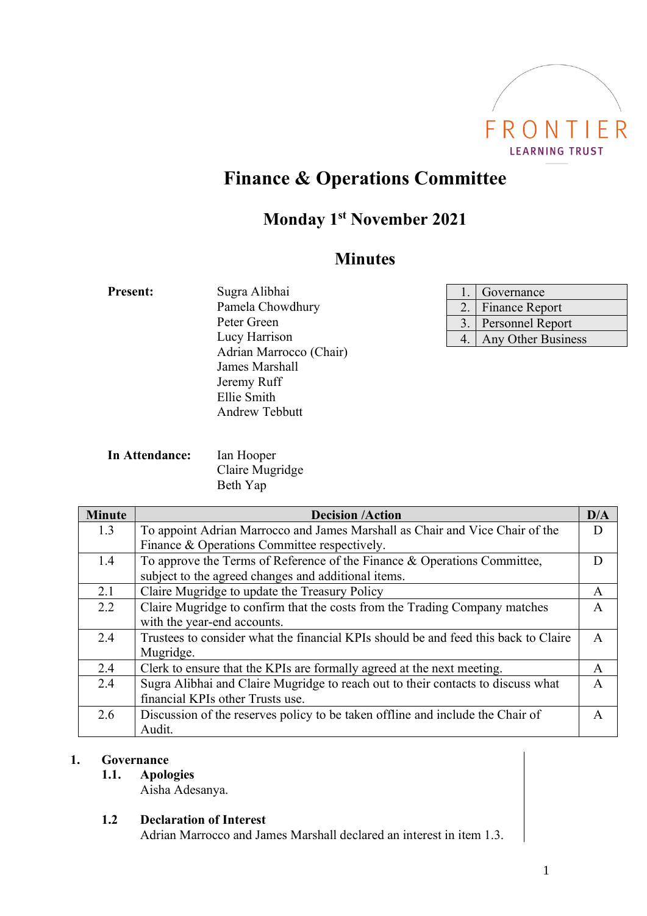FRONTIER
LEARNING TRUST

# Finance & Operations Committee

## Monday 1st November 2021

## Minutes

**Present:**

Sugra Alibhai
Pamela Chowdhury
Peter Green
Lucy Harrison
Adrian Marrocco (Chair)
James Marshall
Jeremy Ruff
Ellie Smith
Andrew Tebbutt

| | |
|---|---|
| 1. | Governance |
| 2. | Finance Report |
| 3. | Personnel Report |
| 4. | Any Other Business |

**In Attendance:**

Ian Hooper
Claire Mugridge
Beth Yap

| Minute | Decision /Action | D/A |
|---|---|---|
| 1.3 | To appoint Adrian Marrocco and James Marshall as Chair and Vice Chair of the Finance & Operations Committee respectively. | D |
| 1.4 | To approve the Terms of Reference of the Finance & Operations Committee, subject to the agreed changes and additional items. | D |
| 2.1 | Claire Mugridge to update the Treasury Policy | A |
| 2.2 | Claire Mugridge to confirm that the costs from the Trading Company matches with the year-end accounts. | A |
| 2.4 | Trustees to consider what the financial KPIs should be and feed this back to Claire Mugridge. | A |
| 2.4 | Clerk to ensure that the KPIs are formally agreed at the next meeting. | A |
| 2.4 | Sugra Alibhai and Claire Mugridge to reach out to their contacts to discuss what financial KPIs other Trusts use. | A |
| 2.6 | Discussion of the reserves policy to be taken offline and include the Chair of Audit. | A |

**1. Governance**

**1.1. Apologies**

Aisha Adesanya.

**1.2 Declaration of Interest**

Adrian Marrocco and James Marshall declared an interest in item 1.3.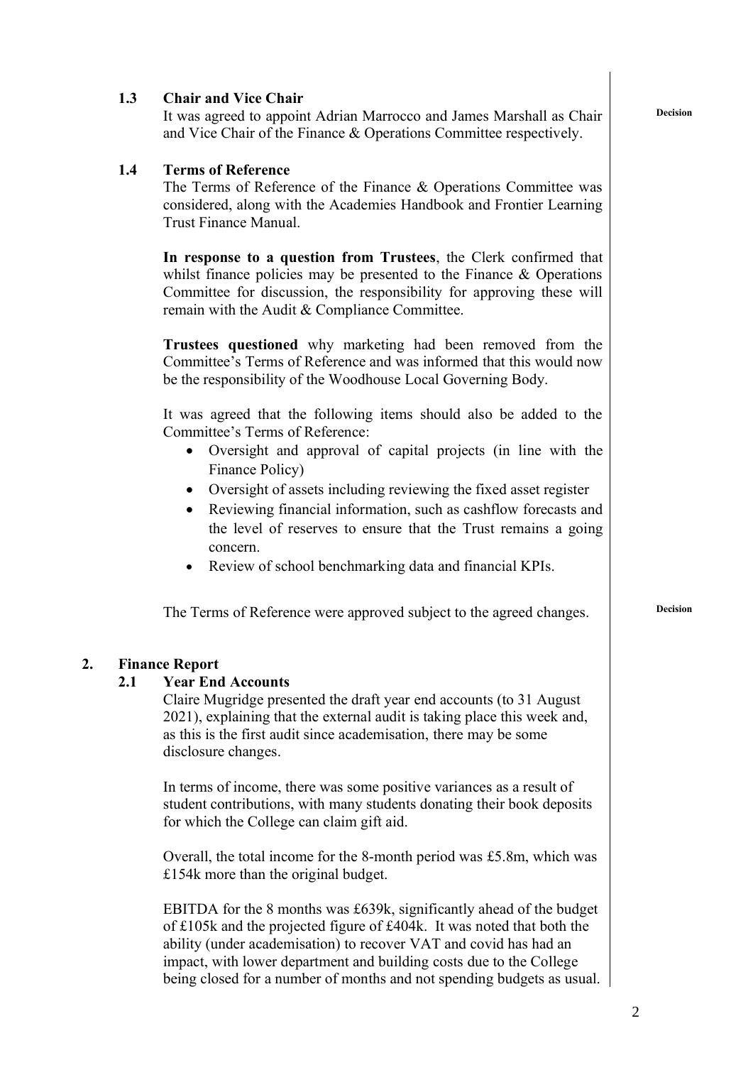### 1.3 Chair and Vice Chair

It was agreed to appoint Adrian Marrocco and James Marshall as Chair and Vice Chair of the Finance & Operations Committee respectively.

**Decision**

### 1.4 Terms of Reference

The Terms of Reference of the Finance & Operations Committee was considered, along with the Academies Handbook and Frontier Learning Trust Finance Manual.

**In response to a question from Trustees**, the Clerk confirmed that whilst finance policies may be presented to the Finance & Operations Committee for discussion, the responsibility for approving these will remain with the Audit & Compliance Committee.

**Trustees questioned** why marketing had been removed from the Committee's Terms of Reference and was informed that this would now be the responsibility of the Woodhouse Local Governing Body.

It was agreed that the following items should also be added to the Committee's Terms of Reference:

- Oversight and approval of capital projects (in line with the Finance Policy)
- Oversight of assets including reviewing the fixed asset register
- Reviewing financial information, such as cashflow forecasts and the level of reserves to ensure that the Trust remains a going concern.
- Review of school benchmarking data and financial KPIs.

The Terms of Reference were approved subject to the agreed changes.

**Decision**

## 2. Finance Report

### 2.1 Year End Accounts

Claire Mugridge presented the draft year end accounts (to 31 August 2021), explaining that the external audit is taking place this week and, as this is the first audit since academisation, there may be some disclosure changes.

In terms of income, there was some positive variances as a result of student contributions, with many students donating their book deposits for which the College can claim gift aid.

Overall, the total income for the 8-month period was £5.8m, which was £154k more than the original budget.

EBITDA for the 8 months was £639k, significantly ahead of the budget of £105k and the projected figure of £404k. It was noted that both the ability (under academisation) to recover VAT and covid has had an impact, with lower department and building costs due to the College being closed for a number of months and not spending budgets as usual.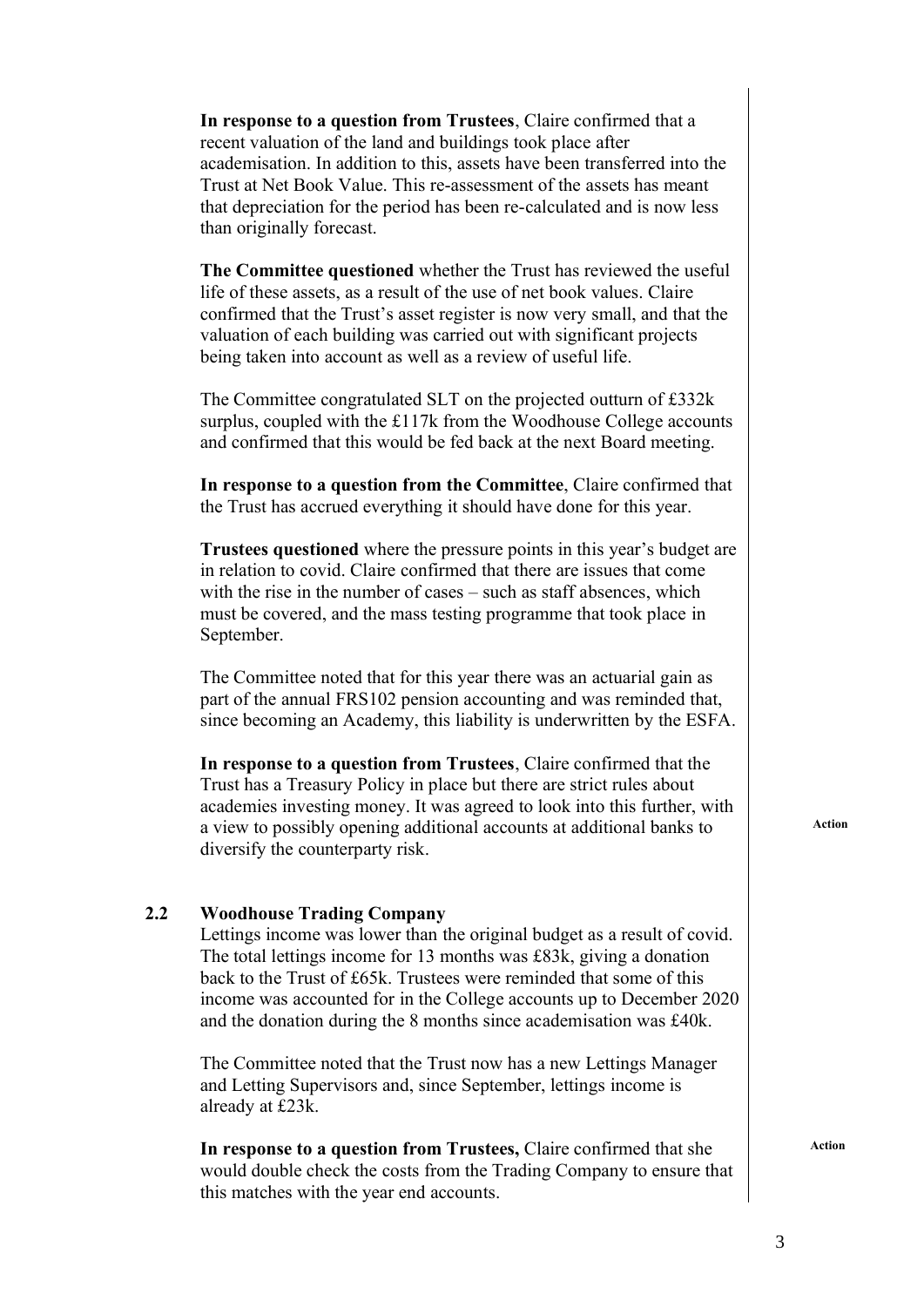**In response to a question from Trustees**, Claire confirmed that a recent valuation of the land and buildings took place after academisation. In addition to this, assets have been transferred into the Trust at Net Book Value. This re-assessment of the assets has meant that depreciation for the period has been re-calculated and is now less than originally forecast.

**The Committee questioned** whether the Trust has reviewed the useful life of these assets, as a result of the use of net book values. Claire confirmed that the Trust's asset register is now very small, and that the valuation of each building was carried out with significant projects being taken into account as well as a review of useful life.

The Committee congratulated SLT on the projected outturn of £332k surplus, coupled with the £117k from the Woodhouse College accounts and confirmed that this would be fed back at the next Board meeting.

**In response to a question from the Committee**, Claire confirmed that the Trust has accrued everything it should have done for this year.

**Trustees questioned** where the pressure points in this year's budget are in relation to covid. Claire confirmed that there are issues that come with the rise in the number of cases – such as staff absences, which must be covered, and the mass testing programme that took place in September.

The Committee noted that for this year there was an actuarial gain as part of the annual FRS102 pension accounting and was reminded that, since becoming an Academy, this liability is underwritten by the ESFA.

**In response to a question from Trustees**, Claire confirmed that the Trust has a Treasury Policy in place but there are strict rules about academies investing money. It was agreed to look into this further, with a view to possibly opening additional accounts at additional banks to diversify the counterparty risk.

**Action**

## 2.2 Woodhouse Trading Company

Lettings income was lower than the original budget as a result of covid. The total lettings income for 13 months was £83k, giving a donation back to the Trust of £65k. Trustees were reminded that some of this income was accounted for in the College accounts up to December 2020 and the donation during the 8 months since academisation was £40k.

The Committee noted that the Trust now has a new Lettings Manager and Letting Supervisors and, since September, lettings income is already at £23k.

**In response to a question from Trustees,** Claire confirmed that she would double check the costs from the Trading Company to ensure that this matches with the year end accounts.

**Action**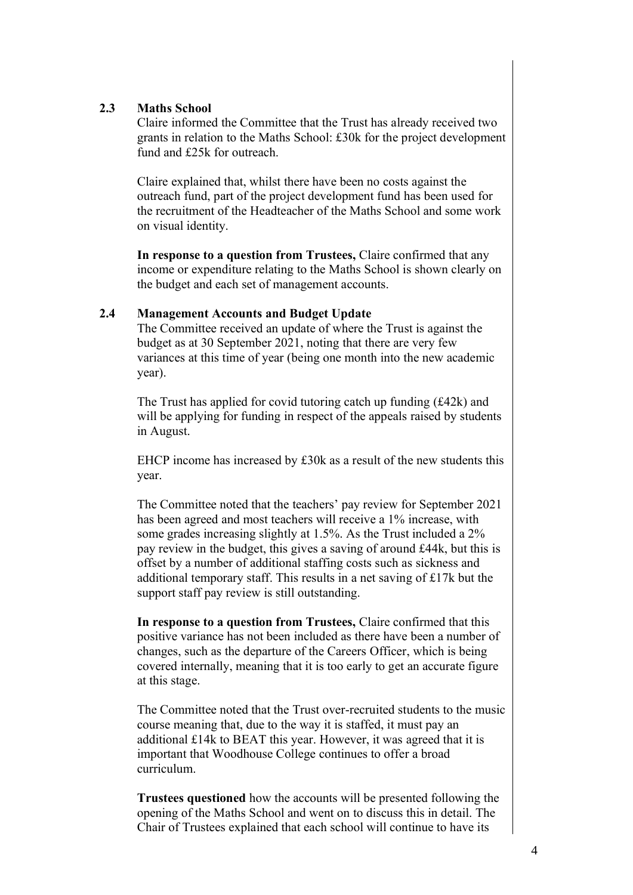**2.3 Maths School**

Claire informed the Committee that the Trust has already received two grants in relation to the Maths School: £30k for the project development fund and £25k for outreach.

Claire explained that, whilst there have been no costs against the outreach fund, part of the project development fund has been used for the recruitment of the Headteacher of the Maths School and some work on visual identity.

**In response to a question from Trustees,** Claire confirmed that any income or expenditure relating to the Maths School is shown clearly on the budget and each set of management accounts.

**2.4 Management Accounts and Budget Update**

The Committee received an update of where the Trust is against the budget as at 30 September 2021, noting that there are very few variances at this time of year (being one month into the new academic year).

The Trust has applied for covid tutoring catch up funding (£42k) and will be applying for funding in respect of the appeals raised by students in August.

EHCP income has increased by £30k as a result of the new students this year.

The Committee noted that the teachers' pay review for September 2021 has been agreed and most teachers will receive a 1% increase, with some grades increasing slightly at 1.5%. As the Trust included a 2% pay review in the budget, this gives a saving of around £44k, but this is offset by a number of additional staffing costs such as sickness and additional temporary staff. This results in a net saving of £17k but the support staff pay review is still outstanding.

**In response to a question from Trustees,** Claire confirmed that this positive variance has not been included as there have been a number of changes, such as the departure of the Careers Officer, which is being covered internally, meaning that it is too early to get an accurate figure at this stage.

The Committee noted that the Trust over-recruited students to the music course meaning that, due to the way it is staffed, it must pay an additional £14k to BEAT this year. However, it was agreed that it is important that Woodhouse College continues to offer a broad curriculum.

**Trustees questioned** how the accounts will be presented following the opening of the Maths School and went on to discuss this in detail. The Chair of Trustees explained that each school will continue to have its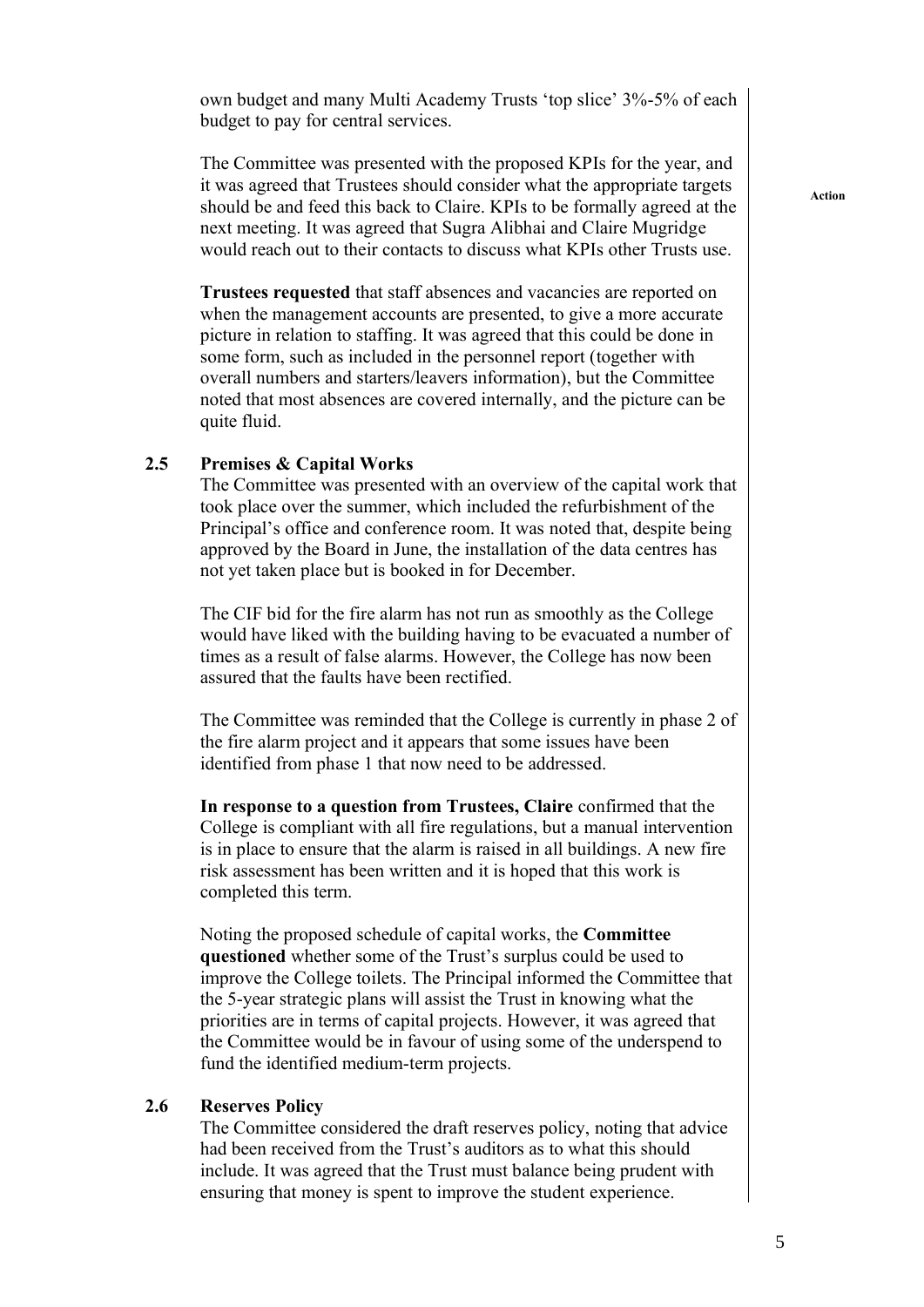own budget and many Multi Academy Trusts 'top slice' 3%-5% of each budget to pay for central services.

The Committee was presented with the proposed KPIs for the year, and it was agreed that Trustees should consider what the appropriate targets should be and feed this back to Claire. KPIs to be formally agreed at the next meeting. It was agreed that Sugra Alibhai and Claire Mugridge would reach out to their contacts to discuss what KPIs other Trusts use.

**Action**

**Trustees requested** that staff absences and vacancies are reported on when the management accounts are presented, to give a more accurate picture in relation to staffing. It was agreed that this could be done in some form, such as included in the personnel report (together with overall numbers and starters/leavers information), but the Committee noted that most absences are covered internally, and the picture can be quite fluid.

### 2.5 Premises & Capital Works

The Committee was presented with an overview of the capital work that took place over the summer, which included the refurbishment of the Principal's office and conference room. It was noted that, despite being approved by the Board in June, the installation of the data centres has not yet taken place but is booked in for December.

The CIF bid for the fire alarm has not run as smoothly as the College would have liked with the building having to be evacuated a number of times as a result of false alarms. However, the College has now been assured that the faults have been rectified.

The Committee was reminded that the College is currently in phase 2 of the fire alarm project and it appears that some issues have been identified from phase 1 that now need to be addressed.

**In response to a question from Trustees, Claire** confirmed that the College is compliant with all fire regulations, but a manual intervention is in place to ensure that the alarm is raised in all buildings. A new fire risk assessment has been written and it is hoped that this work is completed this term.

Noting the proposed schedule of capital works, the **Committee questioned** whether some of the Trust's surplus could be used to improve the College toilets. The Principal informed the Committee that the 5-year strategic plans will assist the Trust in knowing what the priorities are in terms of capital projects. However, it was agreed that the Committee would be in favour of using some of the underspend to fund the identified medium-term projects.

### 2.6 Reserves Policy

The Committee considered the draft reserves policy, noting that advice had been received from the Trust's auditors as to what this should include. It was agreed that the Trust must balance being prudent with ensuring that money is spent to improve the student experience.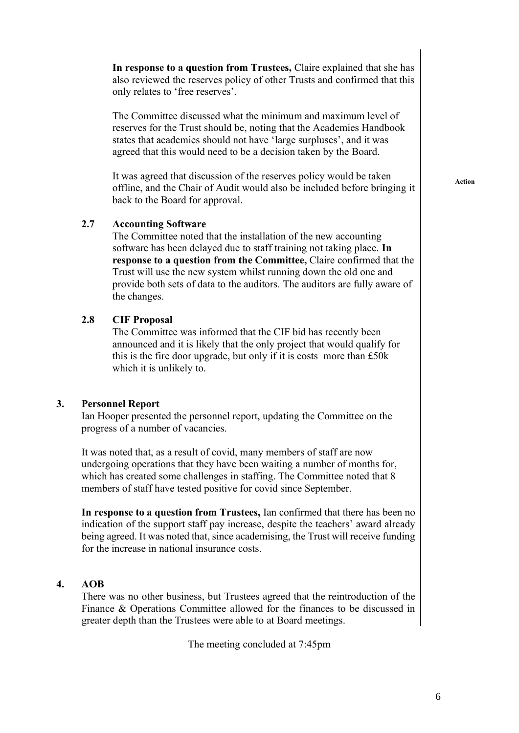**In response to a question from Trustees,** Claire explained that she has also reviewed the reserves policy of other Trusts and confirmed that this only relates to 'free reserves'.

The Committee discussed what the minimum and maximum level of reserves for the Trust should be, noting that the Academies Handbook states that academies should not have 'large surpluses', and it was agreed that this would need to be a decision taken by the Board.

It was agreed that discussion of the reserves policy would be taken offline, and the Chair of Audit would also be included before bringing it back to the Board for approval.

**Action**

**2.7 Accounting Software**

The Committee noted that the installation of the new accounting software has been delayed due to staff training not taking place. **In response to a question from the Committee,** Claire confirmed that the Trust will use the new system whilst running down the old one and provide both sets of data to the auditors. The auditors are fully aware of the changes.

**2.8 CIF Proposal**

The Committee was informed that the CIF bid has recently been announced and it is likely that the only project that would qualify for this is the fire door upgrade, but only if it is costs more than £50k which it is unlikely to.

## 3. Personnel Report

Ian Hooper presented the personnel report, updating the Committee on the progress of a number of vacancies.

It was noted that, as a result of covid, many members of staff are now undergoing operations that they have been waiting a number of months for, which has created some challenges in staffing. The Committee noted that 8 members of staff have tested positive for covid since September.

**In response to a question from Trustees,** Ian confirmed that there has been no indication of the support staff pay increase, despite the teachers' award already being agreed. It was noted that, since academising, the Trust will receive funding for the increase in national insurance costs.

## 4. AOB

There was no other business, but Trustees agreed that the reintroduction of the Finance & Operations Committee allowed for the finances to be discussed in greater depth than the Trustees were able to at Board meetings.

The meeting concluded at 7:45pm